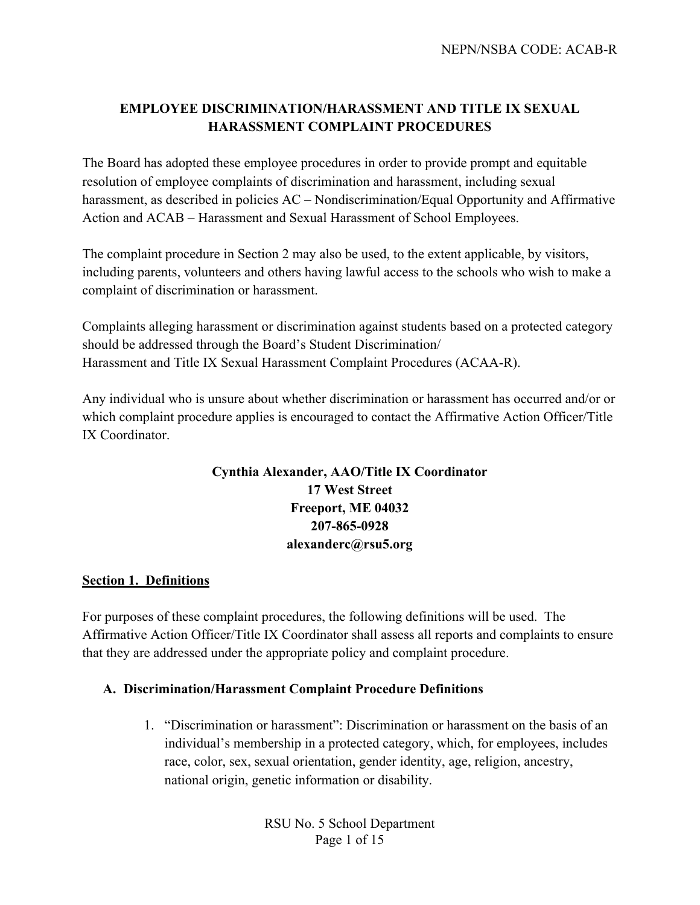NEPN/NSBA CODE: ACAB-R

# EMPLOYEE DISCRIMINATION/HARASSMENT AND TITLE IX SEXUAL HARASSMENT COMPLAINT PROCEDURES

The Board has adopted these employee procedures in order to provide prompt and equitable resolution of employee complaints of discrimination and harassment, including sexual harassment, as described in policies AC – Nondiscrimination/Equal Opportunity and Affirmative Action and ACAB – Harassment and Sexual Harassment of School Employees.

The complaint procedure in Section 2 may also be used, to the extent applicable, by visitors, including parents, volunteers and others having lawful access to the schools who wish to make a complaint of discrimination or harassment.

Complaints alleging harassment or discrimination against students based on a protected category should be addressed through the Board's Student Discrimination/ Harassment and Title IX Sexual Harassment Complaint Procedures (ACAA-R).

Any individual who is unsure about whether discrimination or harassment has occurred and/or or which complaint procedure applies is encouraged to contact the Affirmative Action Officer/Title IX Coordinator.

**Cynthia Alexander, AAO/Title IX Coordinator**
**17 West Street**
**Freeport, ME 04032**
**207-865-0928**
**alexanderc@rsu5.org**

## Section 1. Definitions

For purposes of these complaint procedures, the following definitions will be used. The Affirmative Action Officer/Title IX Coordinator shall assess all reports and complaints to ensure that they are addressed under the appropriate policy and complaint procedure.

### A. Discrimination/Harassment Complaint Procedure Definitions

1. "Discrimination or harassment": Discrimination or harassment on the basis of an individual's membership in a protected category, which, for employees, includes race, color, sex, sexual orientation, gender identity, age, religion, ancestry, national origin, genetic information or disability.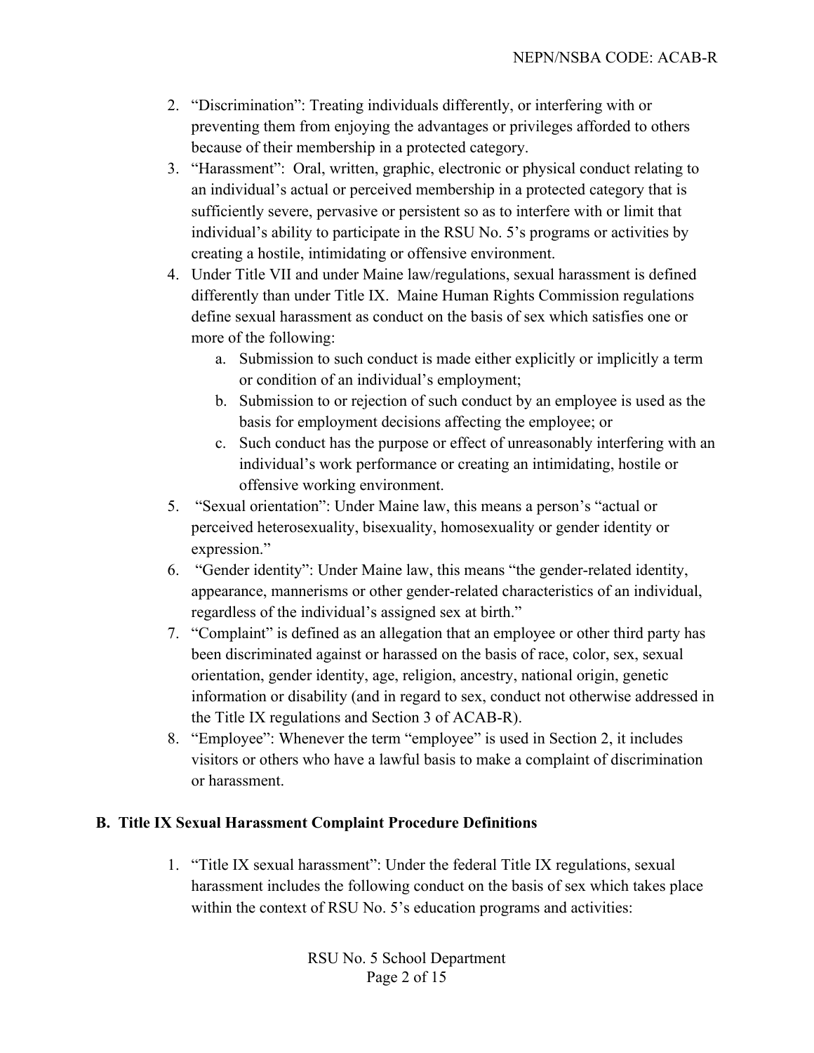2. “Discrimination”: Treating individuals differently, or interfering with or preventing them from enjoying the advantages or privileges afforded to others because of their membership in a protected category.
3. “Harassment”: Oral, written, graphic, electronic or physical conduct relating to an individual’s actual or perceived membership in a protected category that is sufficiently severe, pervasive or persistent so as to interfere with or limit that individual’s ability to participate in the RSU No. 5’s programs or activities by creating a hostile, intimidating or offensive environment.
4. Under Title VII and under Maine law/regulations, sexual harassment is defined differently than under Title IX. Maine Human Rights Commission regulations define sexual harassment as conduct on the basis of sex which satisfies one or more of the following:
    a. Submission to such conduct is made either explicitly or implicitly a term or condition of an individual’s employment;
    b. Submission to or rejection of such conduct by an employee is used as the basis for employment decisions affecting the employee; or
    c. Such conduct has the purpose or effect of unreasonably interfering with an individual’s work performance or creating an intimidating, hostile or offensive working environment.
5. “Sexual orientation”: Under Maine law, this means a person’s “actual or perceived heterosexuality, bisexuality, homosexuality or gender identity or expression.”
6. “Gender identity”: Under Maine law, this means “the gender-related identity, appearance, mannerisms or other gender-related characteristics of an individual, regardless of the individual’s assigned sex at birth.”
7. “Complaint” is defined as an allegation that an employee or other third party has been discriminated against or harassed on the basis of race, color, sex, sexual orientation, gender identity, age, religion, ancestry, national origin, genetic information or disability (and in regard to sex, conduct not otherwise addressed in the Title IX regulations and Section 3 of ACAB-R).
8. “Employee”: Whenever the term “employee” is used in Section 2, it includes visitors or others who have a lawful basis to make a complaint of discrimination or harassment.

**B. Title IX Sexual Harassment Complaint Procedure Definitions**

1. “Title IX sexual harassment”: Under the federal Title IX regulations, sexual harassment includes the following conduct on the basis of sex which takes place within the context of RSU No. 5’s education programs and activities: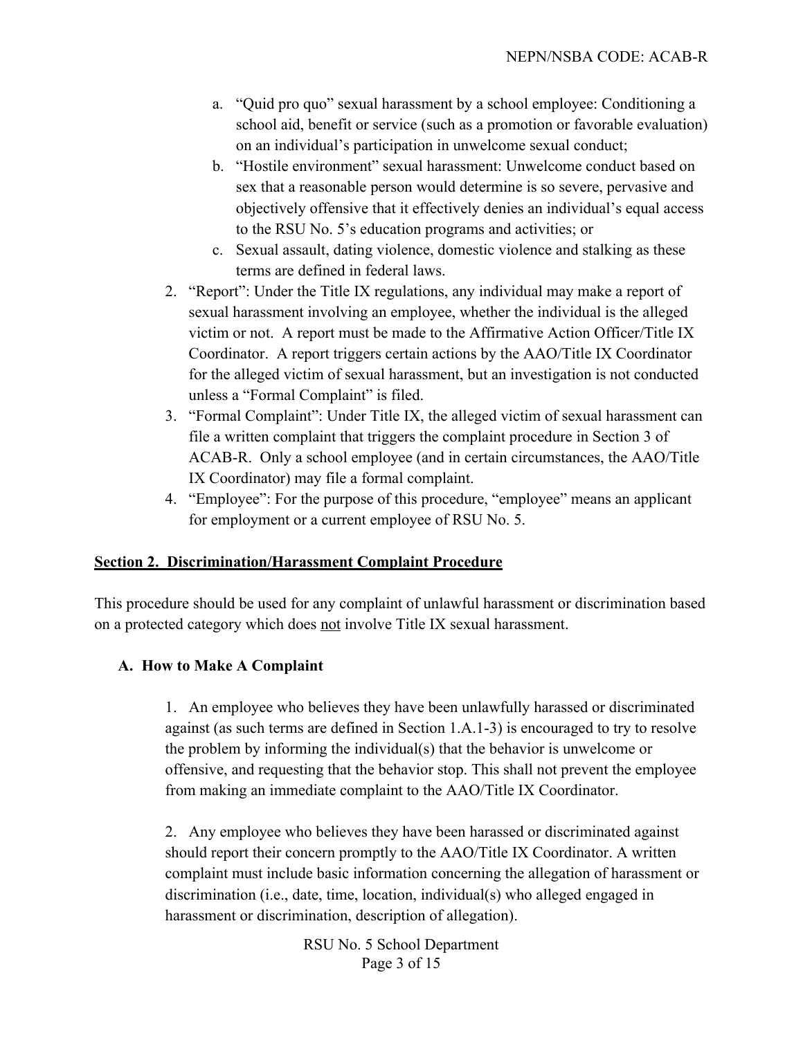a. "Quid pro quo" sexual harassment by a school employee: Conditioning a school aid, benefit or service (such as a promotion or favorable evaluation) on an individual's participation in unwelcome sexual conduct;
   b. "Hostile environment" sexual harassment: Unwelcome conduct based on sex that a reasonable person would determine is so severe, pervasive and objectively offensive that it effectively denies an individual's equal access to the RSU No. 5's education programs and activities; or
   c. Sexual assault, dating violence, domestic violence and stalking as these terms are defined in federal laws.
2. "Report": Under the Title IX regulations, any individual may make a report of sexual harassment involving an employee, whether the individual is the alleged victim or not. A report must be made to the Affirmative Action Officer/Title IX Coordinator. A report triggers certain actions by the AAO/Title IX Coordinator for the alleged victim of sexual harassment, but an investigation is not conducted unless a "Formal Complaint" is filed.
3. "Formal Complaint": Under Title IX, the alleged victim of sexual harassment can file a written complaint that triggers the complaint procedure in Section 3 of ACAB-R. Only a school employee (and in certain circumstances, the AAO/Title IX Coordinator) may file a formal complaint.
4. "Employee": For the purpose of this procedure, "employee" means an applicant for employment or a current employee of RSU No. 5.

## Section 2. Discrimination/Harassment Complaint Procedure

This procedure should be used for any complaint of unlawful harassment or discrimination based on a protected category which does <u>not</u> involve Title IX sexual harassment.

### A. How to Make A Complaint

1. An employee who believes they have been unlawfully harassed or discriminated against (as such terms are defined in Section 1.A.1-3) is encouraged to try to resolve the problem by informing the individual(s) that the behavior is unwelcome or offensive, and requesting that the behavior stop. This shall not prevent the employee from making an immediate complaint to the AAO/Title IX Coordinator.

2. Any employee who believes they have been harassed or discriminated against should report their concern promptly to the AAO/Title IX Coordinator. A written complaint must include basic information concerning the allegation of harassment or discrimination (i.e., date, time, location, individual(s) who alleged engaged in harassment or discrimination, description of allegation).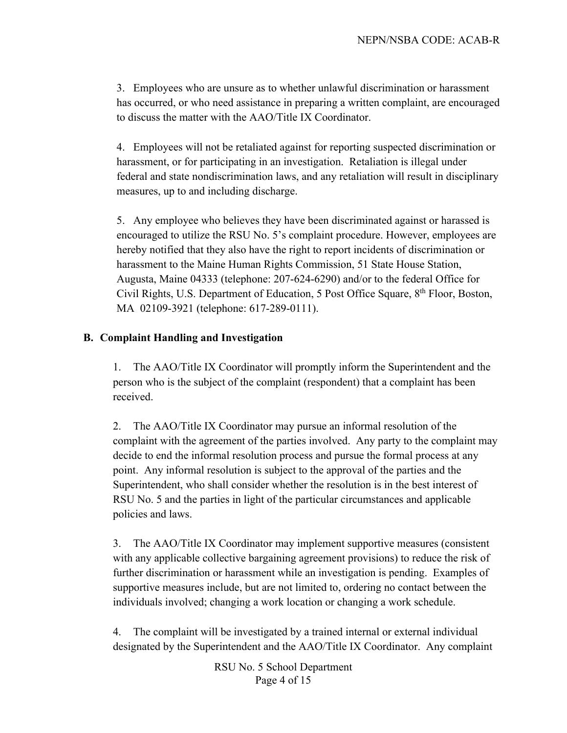3. Employees who are unsure as to whether unlawful discrimination or harassment has occurred, or who need assistance in preparing a written complaint, are encouraged to discuss the matter with the AAO/Title IX Coordinator.

4. Employees will not be retaliated against for reporting suspected discrimination or harassment, or for participating in an investigation. Retaliation is illegal under federal and state nondiscrimination laws, and any retaliation will result in disciplinary measures, up to and including discharge.

5. Any employee who believes they have been discriminated against or harassed is encouraged to utilize the RSU No. 5's complaint procedure. However, employees are hereby notified that they also have the right to report incidents of discrimination or harassment to the Maine Human Rights Commission, 51 State House Station, Augusta, Maine 04333 (telephone: 207-624-6290) and/or to the federal Office for Civil Rights, U.S. Department of Education, 5 Post Office Square, 8th Floor, Boston, MA 02109-3921 (telephone: 617-289-0111).

**B. Complaint Handling and Investigation**

1. The AAO/Title IX Coordinator will promptly inform the Superintendent and the person who is the subject of the complaint (respondent) that a complaint has been received.

2. The AAO/Title IX Coordinator may pursue an informal resolution of the complaint with the agreement of the parties involved. Any party to the complaint may decide to end the informal resolution process and pursue the formal process at any point. Any informal resolution is subject to the approval of the parties and the Superintendent, who shall consider whether the resolution is in the best interest of RSU No. 5 and the parties in light of the particular circumstances and applicable policies and laws.

3. The AAO/Title IX Coordinator may implement supportive measures (consistent with any applicable collective bargaining agreement provisions) to reduce the risk of further discrimination or harassment while an investigation is pending. Examples of supportive measures include, but are not limited to, ordering no contact between the individuals involved; changing a work location or changing a work schedule.

4. The complaint will be investigated by a trained internal or external individual designated by the Superintendent and the AAO/Title IX Coordinator. Any complaint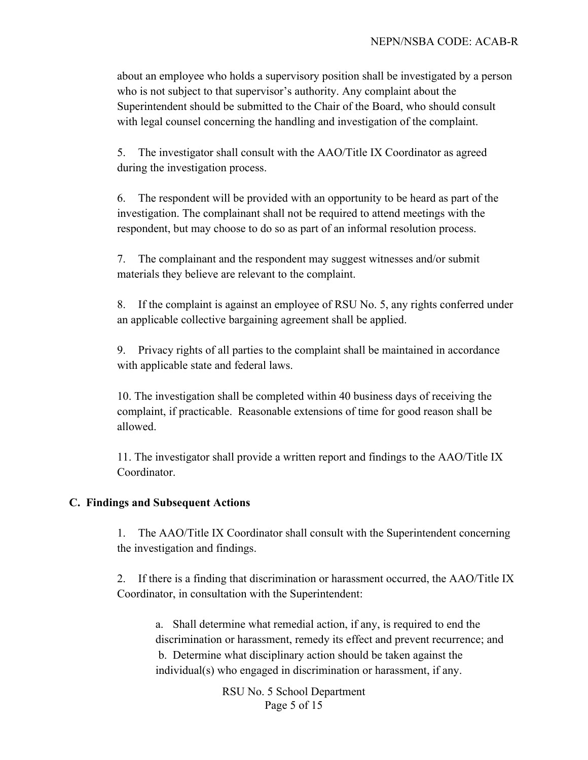about an employee who holds a supervisory position shall be investigated by a person who is not subject to that supervisor's authority. Any complaint about the Superintendent should be submitted to the Chair of the Board, who should consult with legal counsel concerning the handling and investigation of the complaint.

5. The investigator shall consult with the AAO/Title IX Coordinator as agreed during the investigation process.

6. The respondent will be provided with an opportunity to be heard as part of the investigation. The complainant shall not be required to attend meetings with the respondent, but may choose to do so as part of an informal resolution process.

7. The complainant and the respondent may suggest witnesses and/or submit materials they believe are relevant to the complaint.

8. If the complaint is against an employee of RSU No. 5, any rights conferred under an applicable collective bargaining agreement shall be applied.

9. Privacy rights of all parties to the complaint shall be maintained in accordance with applicable state and federal laws.

10. The investigation shall be completed within 40 business days of receiving the complaint, if practicable. Reasonable extensions of time for good reason shall be allowed.

11. The investigator shall provide a written report and findings to the AAO/Title IX Coordinator.

### C. Findings and Subsequent Actions

1. The AAO/Title IX Coordinator shall consult with the Superintendent concerning the investigation and findings.

2. If there is a finding that discrimination or harassment occurred, the AAO/Title IX Coordinator, in consultation with the Superintendent:

   a. Shall determine what remedial action, if any, is required to end the discrimination or harassment, remedy its effect and prevent recurrence; and

   b. Determine what disciplinary action should be taken against the individual(s) who engaged in discrimination or harassment, if any.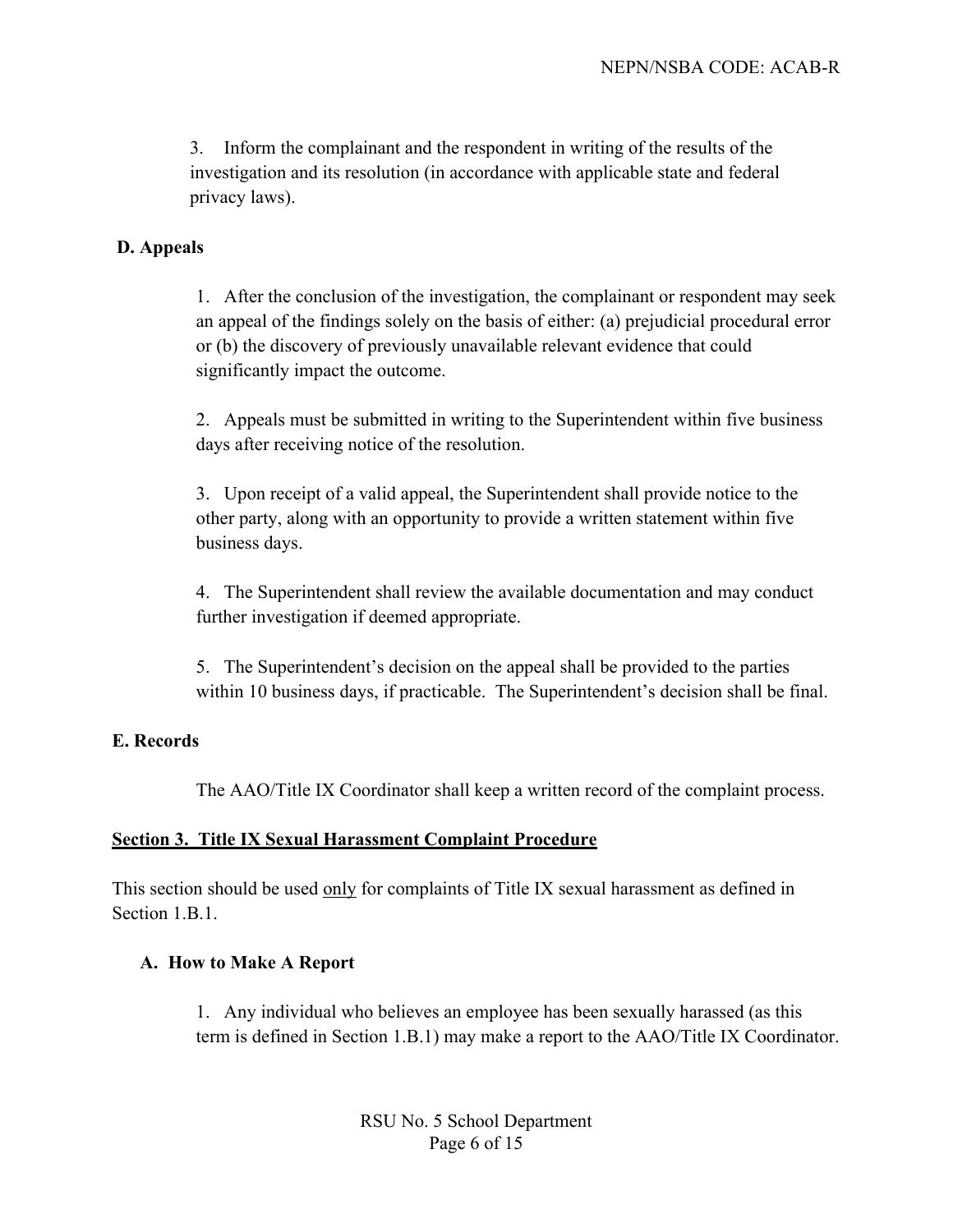3. Inform the complainant and the respondent in writing of the results of the investigation and its resolution (in accordance with applicable state and federal privacy laws).

**D. Appeals**

1. After the conclusion of the investigation, the complainant or respondent may seek an appeal of the findings solely on the basis of either: (a) prejudicial procedural error or (b) the discovery of previously unavailable relevant evidence that could significantly impact the outcome.

2. Appeals must be submitted in writing to the Superintendent within five business days after receiving notice of the resolution.

3. Upon receipt of a valid appeal, the Superintendent shall provide notice to the other party, along with an opportunity to provide a written statement within five business days.

4. The Superintendent shall review the available documentation and may conduct further investigation if deemed appropriate.

5. The Superintendent's decision on the appeal shall be provided to the parties within 10 business days, if practicable. The Superintendent's decision shall be final.

**E. Records**

The AAO/Title IX Coordinator shall keep a written record of the complaint process.

## Section 3. Title IX Sexual Harassment Complaint Procedure

This section should be used only for complaints of Title IX sexual harassment as defined in Section 1.B.1.

**A. How to Make A Report**

1. Any individual who believes an employee has been sexually harassed (as this term is defined in Section 1.B.1) may make a report to the AAO/Title IX Coordinator.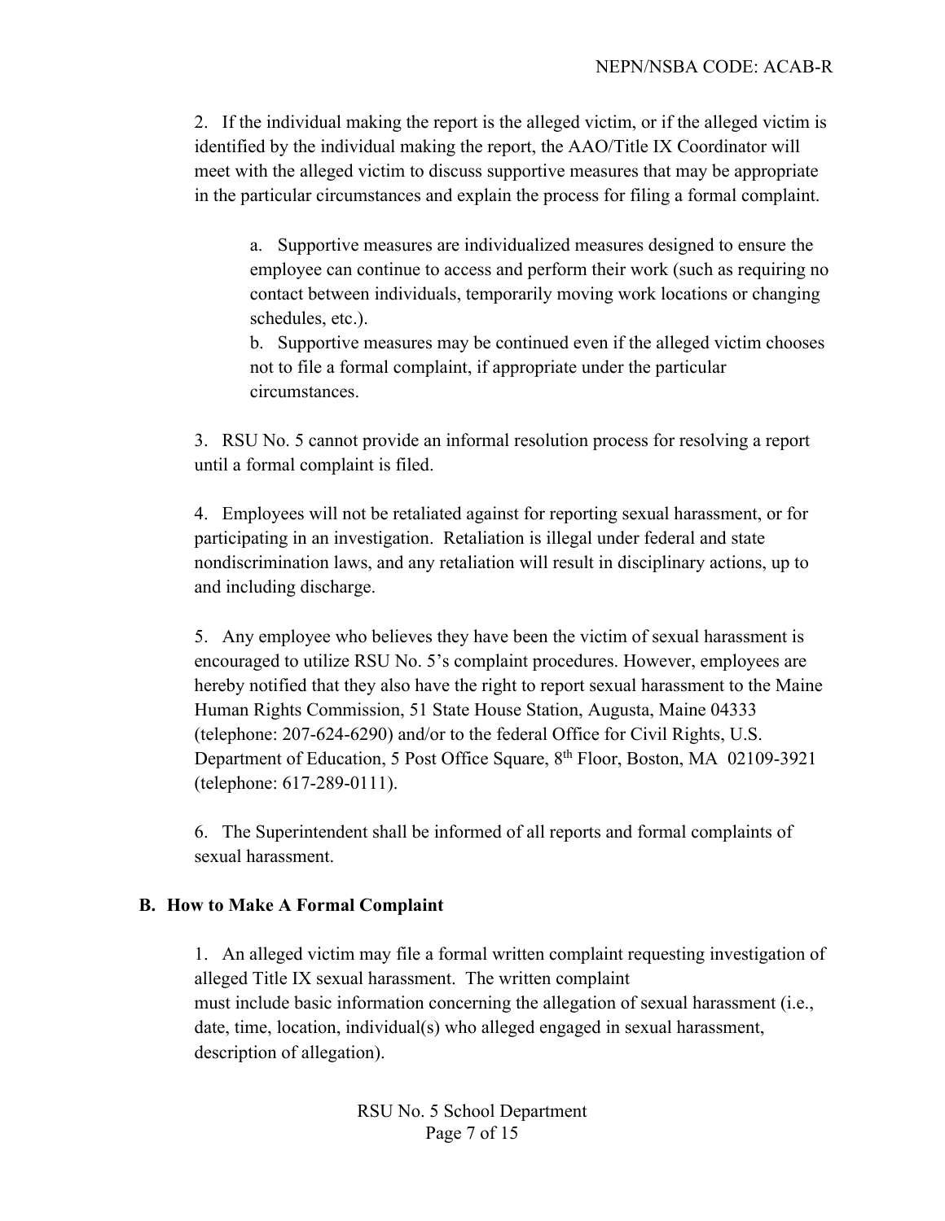2. If the individual making the report is the alleged victim, or if the alleged victim is identified by the individual making the report, the AAO/Title IX Coordinator will meet with the alleged victim to discuss supportive measures that may be appropriate in the particular circumstances and explain the process for filing a formal complaint.

   a. Supportive measures are individualized measures designed to ensure the employee can continue to access and perform their work (such as requiring no contact between individuals, temporarily moving work locations or changing schedules, etc.).

   b. Supportive measures may be continued even if the alleged victim chooses not to file a formal complaint, if appropriate under the particular circumstances.

3. RSU No. 5 cannot provide an informal resolution process for resolving a report until a formal complaint is filed.

4. Employees will not be retaliated against for reporting sexual harassment, or for participating in an investigation. Retaliation is illegal under federal and state nondiscrimination laws, and any retaliation will result in disciplinary actions, up to and including discharge.

5. Any employee who believes they have been the victim of sexual harassment is encouraged to utilize RSU No. 5's complaint procedures. However, employees are hereby notified that they also have the right to report sexual harassment to the Maine Human Rights Commission, 51 State House Station, Augusta, Maine 04333 (telephone: 207-624-6290) and/or to the federal Office for Civil Rights, U.S. Department of Education, 5 Post Office Square, 8th Floor, Boston, MA 02109-3921 (telephone: 617-289-0111).

6. The Superintendent shall be informed of all reports and formal complaints of sexual harassment.

## B. How to Make A Formal Complaint

1. An alleged victim may file a formal written complaint requesting investigation of alleged Title IX sexual harassment. The written complaint must include basic information concerning the allegation of sexual harassment (i.e., date, time, location, individual(s) who alleged engaged in sexual harassment, description of allegation).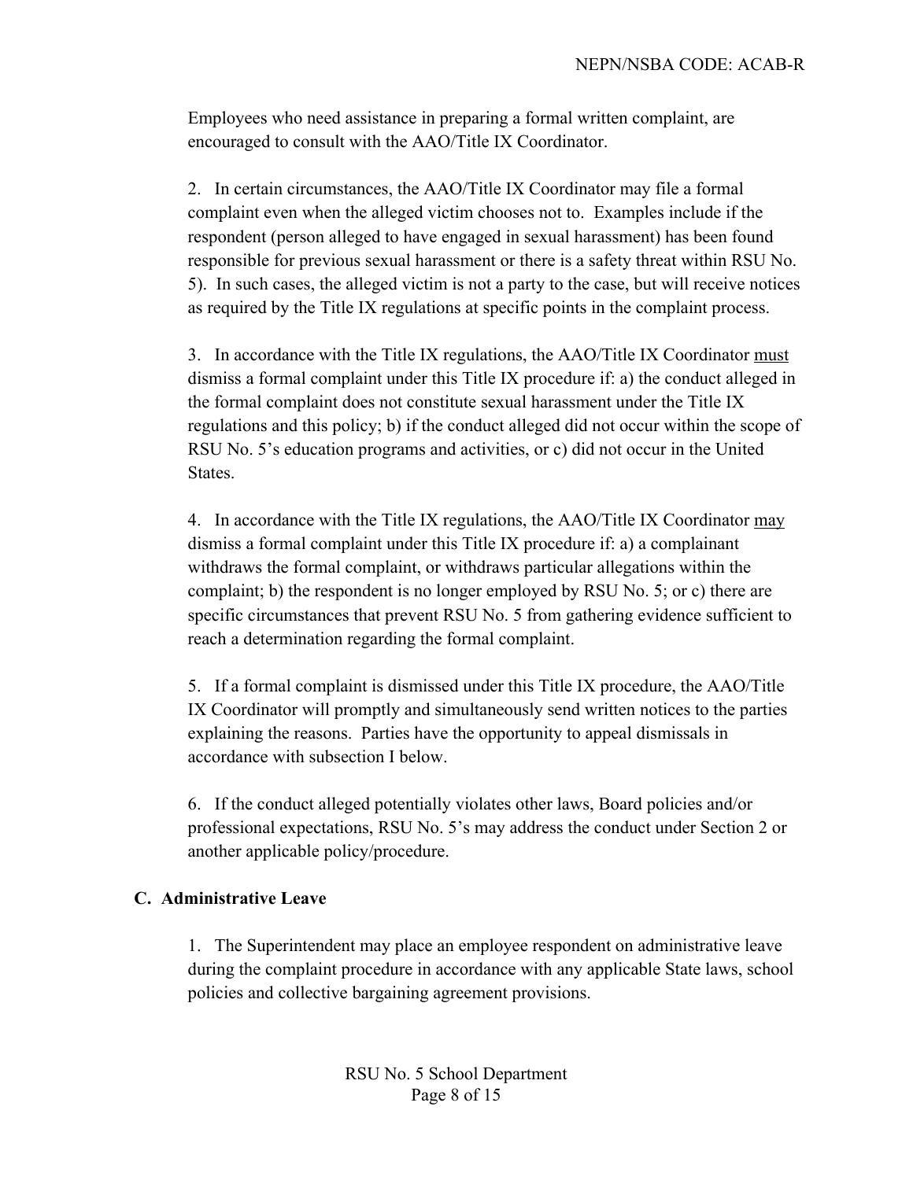Employees who need assistance in preparing a formal written complaint, are encouraged to consult with the AAO/Title IX Coordinator.

2. In certain circumstances, the AAO/Title IX Coordinator may file a formal complaint even when the alleged victim chooses not to. Examples include if the respondent (person alleged to have engaged in sexual harassment) has been found responsible for previous sexual harassment or there is a safety threat within RSU No. 5). In such cases, the alleged victim is not a party to the case, but will receive notices as required by the Title IX regulations at specific points in the complaint process.

3. In accordance with the Title IX regulations, the AAO/Title IX Coordinator <u>must</u> dismiss a formal complaint under this Title IX procedure if: a) the conduct alleged in the formal complaint does not constitute sexual harassment under the Title IX regulations and this policy; b) if the conduct alleged did not occur within the scope of RSU No. 5's education programs and activities, or c) did not occur in the United States.

4. In accordance with the Title IX regulations, the AAO/Title IX Coordinator <u>may</u> dismiss a formal complaint under this Title IX procedure if: a) a complainant withdraws the formal complaint, or withdraws particular allegations within the complaint; b) the respondent is no longer employed by RSU No. 5; or c) there are specific circumstances that prevent RSU No. 5 from gathering evidence sufficient to reach a determination regarding the formal complaint.

5. If a formal complaint is dismissed under this Title IX procedure, the AAO/Title IX Coordinator will promptly and simultaneously send written notices to the parties explaining the reasons. Parties have the opportunity to appeal dismissals in accordance with subsection I below.

6. If the conduct alleged potentially violates other laws, Board policies and/or professional expectations, RSU No. 5's may address the conduct under Section 2 or another applicable policy/procedure.

## C. Administrative Leave

1. The Superintendent may place an employee respondent on administrative leave during the complaint procedure in accordance with any applicable State laws, school policies and collective bargaining agreement provisions.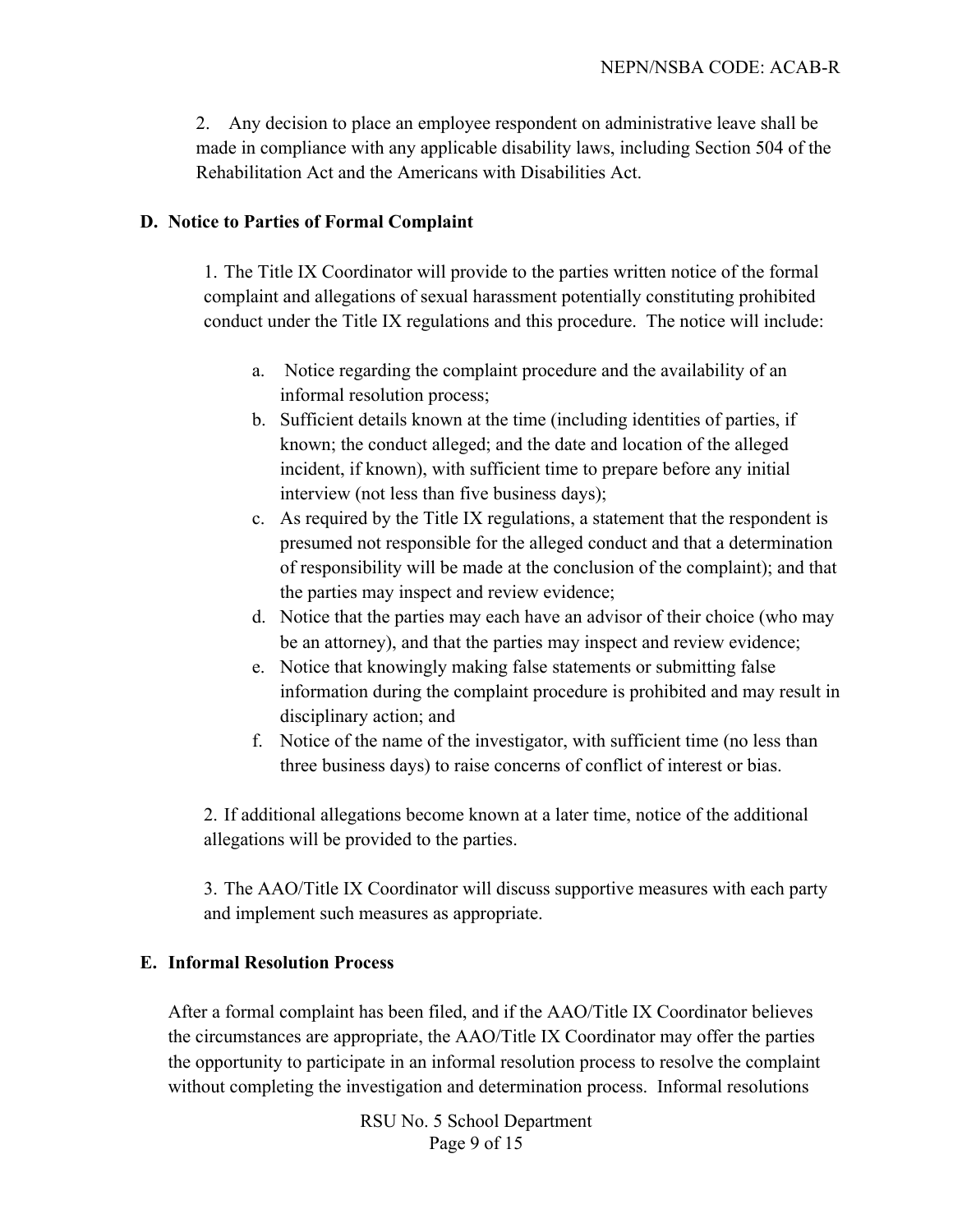2. Any decision to place an employee respondent on administrative leave shall be made in compliance with any applicable disability laws, including Section 504 of the Rehabilitation Act and the Americans with Disabilities Act.

**D. Notice to Parties of Formal Complaint**

1. The Title IX Coordinator will provide to the parties written notice of the formal complaint and allegations of sexual harassment potentially constituting prohibited conduct under the Title IX regulations and this procedure. The notice will include:

   a. Notice regarding the complaint procedure and the availability of an informal resolution process;
   b. Sufficient details known at the time (including identities of parties, if known; the conduct alleged; and the date and location of the alleged incident, if known), with sufficient time to prepare before any initial interview (not less than five business days);
   c. As required by the Title IX regulations, a statement that the respondent is presumed not responsible for the alleged conduct and that a determination of responsibility will be made at the conclusion of the complaint); and that the parties may inspect and review evidence;
   d. Notice that the parties may each have an advisor of their choice (who may be an attorney), and that the parties may inspect and review evidence;
   e. Notice that knowingly making false statements or submitting false information during the complaint procedure is prohibited and may result in disciplinary action; and
   f. Notice of the name of the investigator, with sufficient time (no less than three business days) to raise concerns of conflict of interest or bias.

2. If additional allegations become known at a later time, notice of the additional allegations will be provided to the parties.

3. The AAO/Title IX Coordinator will discuss supportive measures with each party and implement such measures as appropriate.

**E. Informal Resolution Process**

After a formal complaint has been filed, and if the AAO/Title IX Coordinator believes the circumstances are appropriate, the AAO/Title IX Coordinator may offer the parties the opportunity to participate in an informal resolution process to resolve the complaint without completing the investigation and determination process. Informal resolutions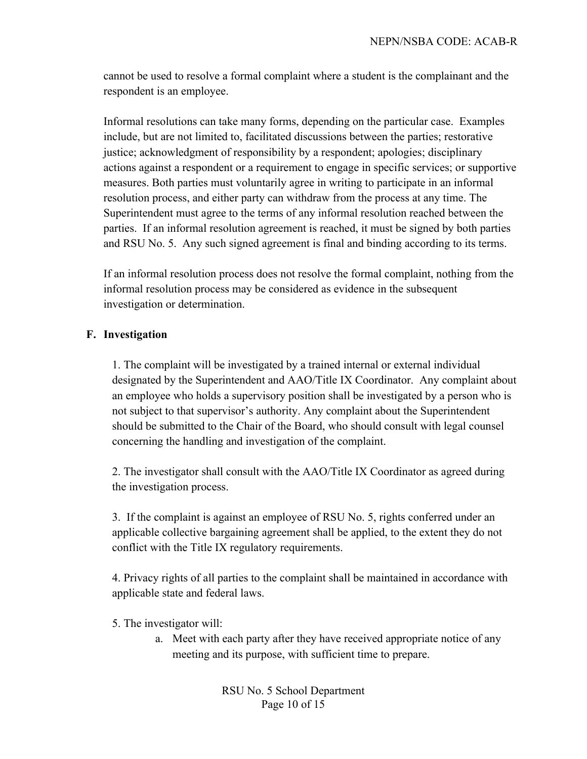cannot be used to resolve a formal complaint where a student is the complainant and the respondent is an employee.

Informal resolutions can take many forms, depending on the particular case. Examples include, but are not limited to, facilitated discussions between the parties; restorative justice; acknowledgment of responsibility by a respondent; apologies; disciplinary actions against a respondent or a requirement to engage in specific services; or supportive measures. Both parties must voluntarily agree in writing to participate in an informal resolution process, and either party can withdraw from the process at any time. The Superintendent must agree to the terms of any informal resolution reached between the parties. If an informal resolution agreement is reached, it must be signed by both parties and RSU No. 5. Any such signed agreement is final and binding according to its terms.

If an informal resolution process does not resolve the formal complaint, nothing from the informal resolution process may be considered as evidence in the subsequent investigation or determination.

## F. Investigation

1. The complaint will be investigated by a trained internal or external individual designated by the Superintendent and AAO/Title IX Coordinator. Any complaint about an employee who holds a supervisory position shall be investigated by a person who is not subject to that supervisor's authority. Any complaint about the Superintendent should be submitted to the Chair of the Board, who should consult with legal counsel concerning the handling and investigation of the complaint.

2. The investigator shall consult with the AAO/Title IX Coordinator as agreed during the investigation process.

3. If the complaint is against an employee of RSU No. 5, rights conferred under an applicable collective bargaining agreement shall be applied, to the extent they do not conflict with the Title IX regulatory requirements.

4. Privacy rights of all parties to the complaint shall be maintained in accordance with applicable state and federal laws.

5. The investigator will:

   a. Meet with each party after they have received appropriate notice of any meeting and its purpose, with sufficient time to prepare.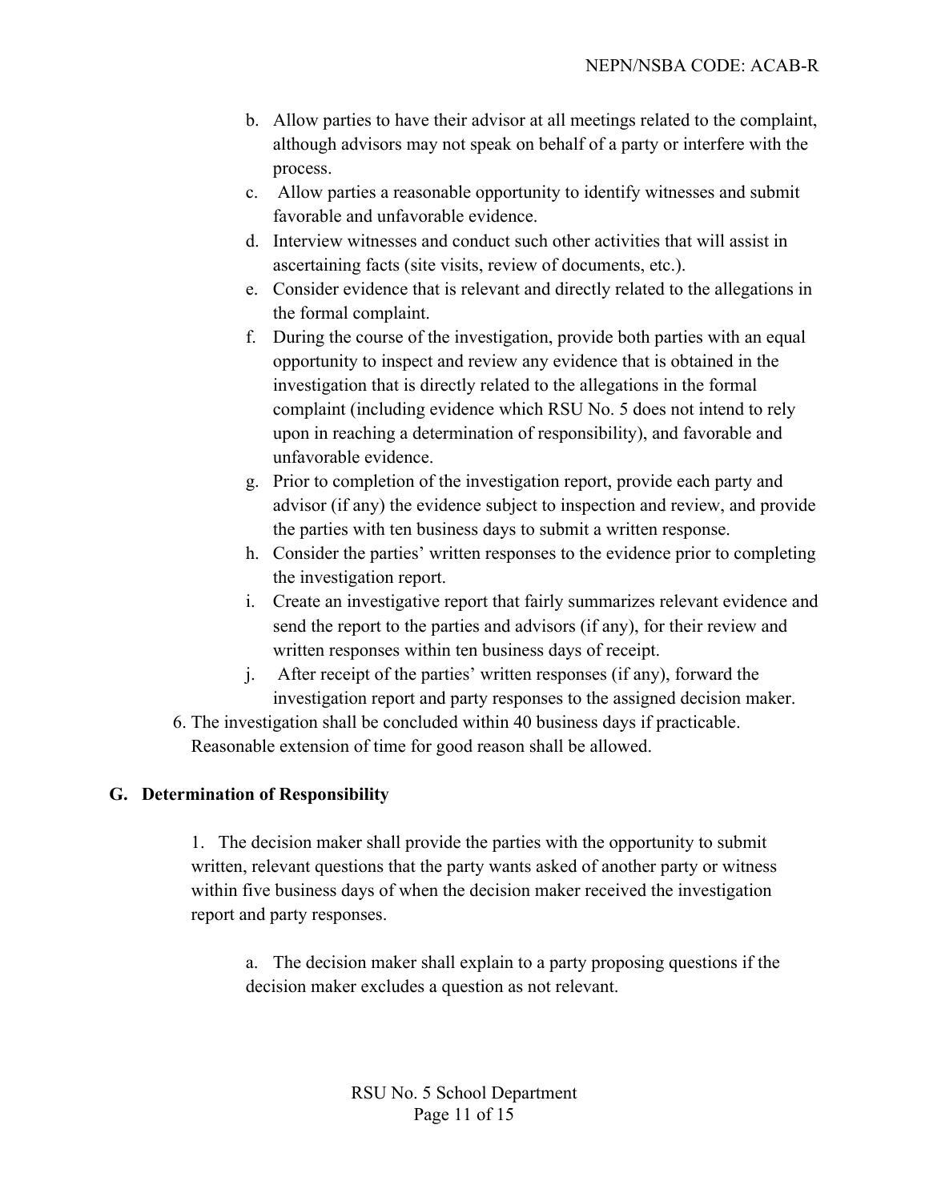b. Allow parties to have their advisor at all meetings related to the complaint, although advisors may not speak on behalf of a party or interfere with the process.
c. Allow parties a reasonable opportunity to identify witnesses and submit favorable and unfavorable evidence.
d. Interview witnesses and conduct such other activities that will assist in ascertaining facts (site visits, review of documents, etc.).
e. Consider evidence that is relevant and directly related to the allegations in the formal complaint.
f. During the course of the investigation, provide both parties with an equal opportunity to inspect and review any evidence that is obtained in the investigation that is directly related to the allegations in the formal complaint (including evidence which RSU No. 5 does not intend to rely upon in reaching a determination of responsibility), and favorable and unfavorable evidence.
g. Prior to completion of the investigation report, provide each party and advisor (if any) the evidence subject to inspection and review, and provide the parties with ten business days to submit a written response.
h. Consider the parties' written responses to the evidence prior to completing the investigation report.
i. Create an investigative report that fairly summarizes relevant evidence and send the report to the parties and advisors (if any), for their review and written responses within ten business days of receipt.
j. After receipt of the parties' written responses (if any), forward the investigation report and party responses to the assigned decision maker.

6. The investigation shall be concluded within 40 business days if practicable. Reasonable extension of time for good reason shall be allowed.

## G. Determination of Responsibility

1. The decision maker shall provide the parties with the opportunity to submit written, relevant questions that the party wants asked of another party or witness within five business days of when the decision maker received the investigation report and party responses.

   a. The decision maker shall explain to a party proposing questions if the decision maker excludes a question as not relevant.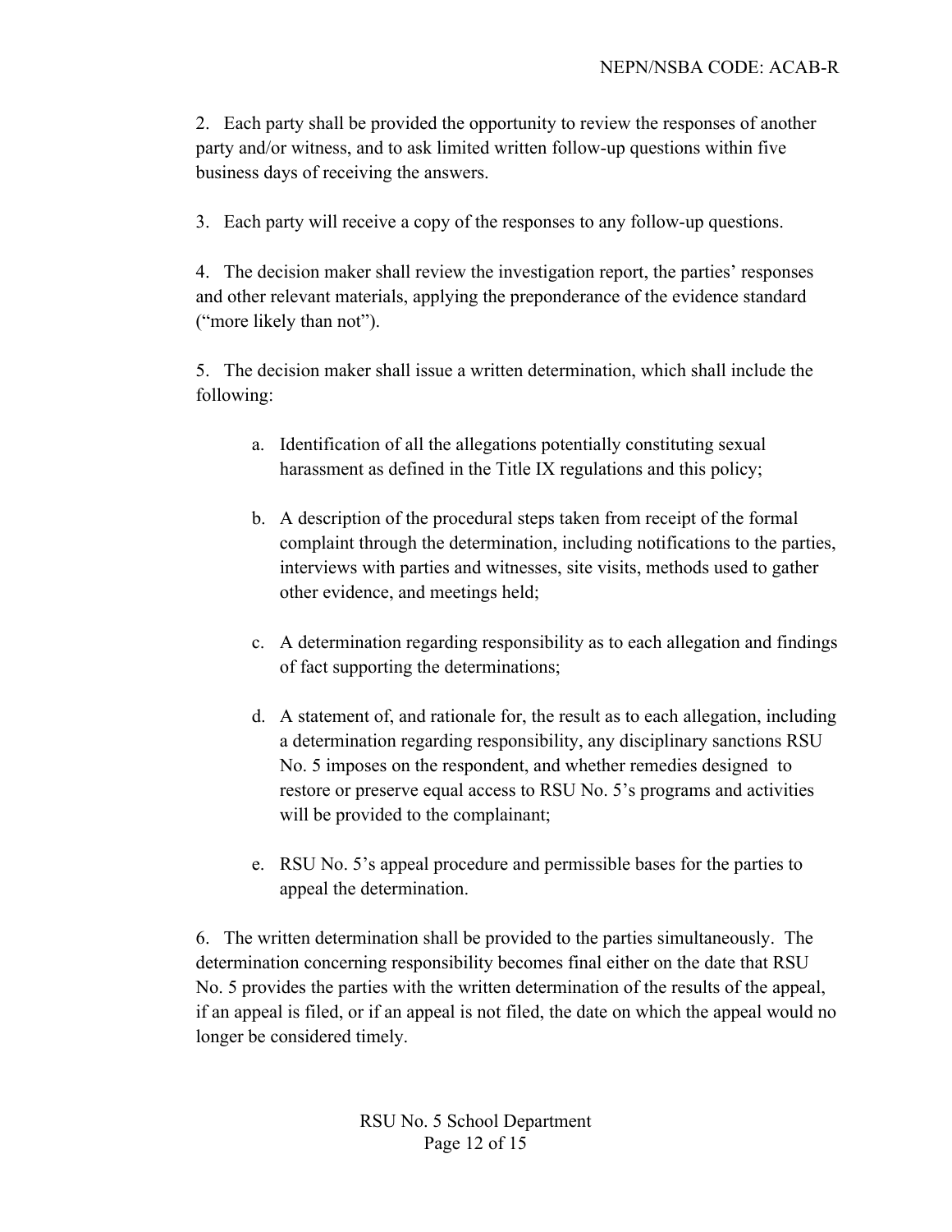2. Each party shall be provided the opportunity to review the responses of another party and/or witness, and to ask limited written follow-up questions within five business days of receiving the answers.

3. Each party will receive a copy of the responses to any follow-up questions.

4. The decision maker shall review the investigation report, the parties' responses and other relevant materials, applying the preponderance of the evidence standard ("more likely than not").

5. The decision maker shall issue a written determination, which shall include the following:

   a. Identification of all the allegations potentially constituting sexual harassment as defined in the Title IX regulations and this policy;

   b. A description of the procedural steps taken from receipt of the formal complaint through the determination, including notifications to the parties, interviews with parties and witnesses, site visits, methods used to gather other evidence, and meetings held;

   c. A determination regarding responsibility as to each allegation and findings of fact supporting the determinations;

   d. A statement of, and rationale for, the result as to each allegation, including a determination regarding responsibility, any disciplinary sanctions RSU No. 5 imposes on the respondent, and whether remedies designed to restore or preserve equal access to RSU No. 5's programs and activities will be provided to the complainant;

   e. RSU No. 5's appeal procedure and permissible bases for the parties to appeal the determination.

6. The written determination shall be provided to the parties simultaneously. The determination concerning responsibility becomes final either on the date that RSU No. 5 provides the parties with the written determination of the results of the appeal, if an appeal is filed, or if an appeal is not filed, the date on which the appeal would no longer be considered timely.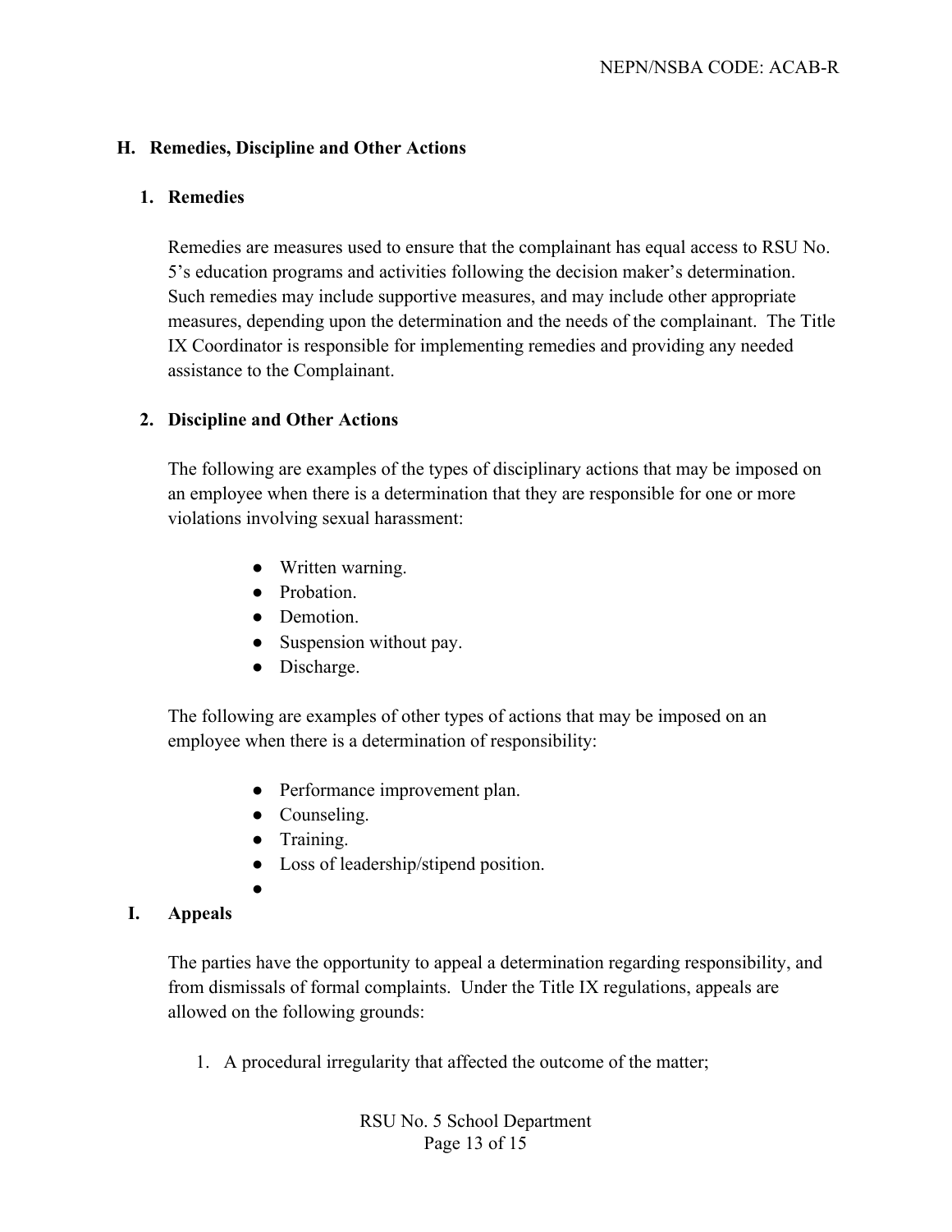## H. Remedies, Discipline and Other Actions

### 1. Remedies

Remedies are measures used to ensure that the complainant has equal access to RSU No. 5's education programs and activities following the decision maker's determination. Such remedies may include supportive measures, and may include other appropriate measures, depending upon the determination and the needs of the complainant. The Title IX Coordinator is responsible for implementing remedies and providing any needed assistance to the Complainant.

### 2. Discipline and Other Actions

The following are examples of the types of disciplinary actions that may be imposed on an employee when there is a determination that they are responsible for one or more violations involving sexual harassment:

- Written warning.
- Probation.
- Demotion.
- Suspension without pay.
- Discharge.

The following are examples of other types of actions that may be imposed on an employee when there is a determination of responsibility:

- Performance improvement plan.
- Counseling.
- Training.
- Loss of leadership/stipend position.

## I. Appeals

The parties have the opportunity to appeal a determination regarding responsibility, and from dismissals of formal complaints. Under the Title IX regulations, appeals are allowed on the following grounds:

1. A procedural irregularity that affected the outcome of the matter;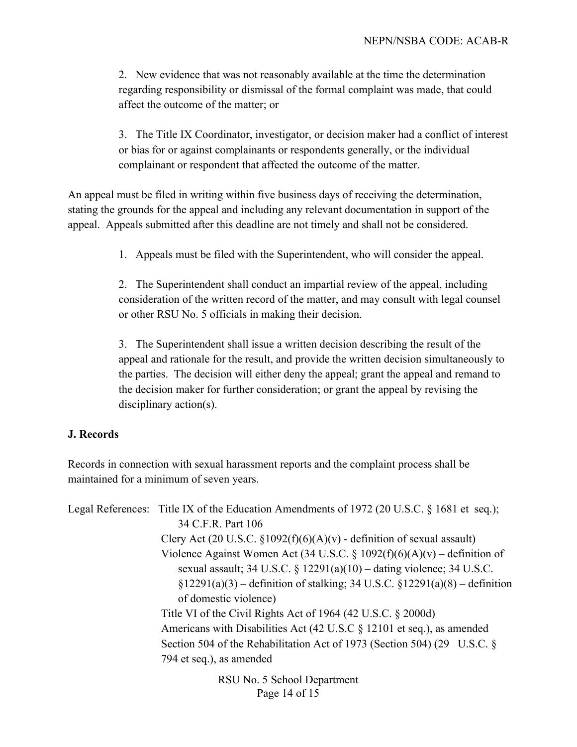2. New evidence that was not reasonably available at the time the determination regarding responsibility or dismissal of the formal complaint was made, that could affect the outcome of the matter; or

3. The Title IX Coordinator, investigator, or decision maker had a conflict of interest or bias for or against complainants or respondents generally, or the individual complainant or respondent that affected the outcome of the matter.

An appeal must be filed in writing within five business days of receiving the determination, stating the grounds for the appeal and including any relevant documentation in support of the appeal. Appeals submitted after this deadline are not timely and shall not be considered.

1. Appeals must be filed with the Superintendent, who will consider the appeal.

2. The Superintendent shall conduct an impartial review of the appeal, including consideration of the written record of the matter, and may consult with legal counsel or other RSU No. 5 officials in making their decision.

3. The Superintendent shall issue a written decision describing the result of the appeal and rationale for the result, and provide the written decision simultaneously to the parties. The decision will either deny the appeal; grant the appeal and remand to the decision maker for further consideration; or grant the appeal by revising the disciplinary action(s).

**J. Records**

Records in connection with sexual harassment reports and the complaint process shall be maintained for a minimum of seven years.

Legal References: Title IX of the Education Amendments of 1972 (20 U.S.C. § 1681 et seq.); 34 C.F.R. Part 106
Clery Act (20 U.S.C. §1092(f)(6)(A)(v) - definition of sexual assault)
Violence Against Women Act (34 U.S.C. § 1092(f)(6)(A)(v) – definition of sexual assault; 34 U.S.C. § 12291(a)(10) – dating violence; 34 U.S.C. §12291(a)(3) – definition of stalking; 34 U.S.C. §12291(a)(8) – definition of domestic violence)
Title VI of the Civil Rights Act of 1964 (42 U.S.C. § 2000d)
Americans with Disabilities Act (42 U.S.C § 12101 et seq.), as amended
Section 504 of the Rehabilitation Act of 1973 (Section 504) (29 U.S.C. § 794 et seq.), as amended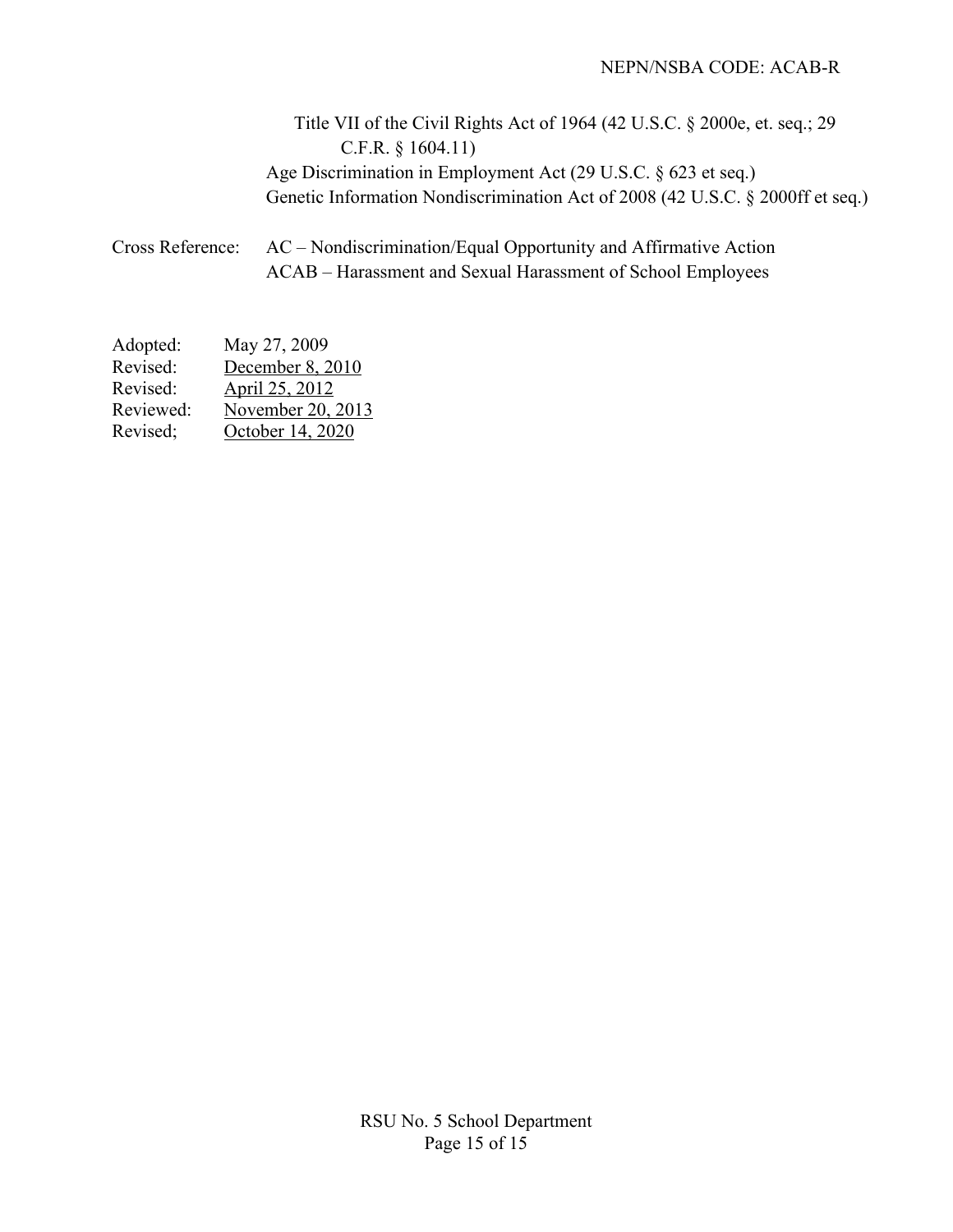Title VII of the Civil Rights Act of 1964 (42 U.S.C. § 2000e, et. seq.; 29 C.F.R. § 1604.11)
Age Discrimination in Employment Act (29 U.S.C. § 623 et seq.)
Genetic Information Nondiscrimination Act of 2008 (42 U.S.C. § 2000ff et seq.)

Cross Reference: AC – Nondiscrimination/Equal Opportunity and Affirmative Action
ACAB – Harassment and Sexual Harassment of School Employees

| | |
|---|---|
| Adopted: | May 27, 2009 |
| Revised: | December 8, 2010 |
| Revised: | April 25, 2012 |
| Reviewed: | November 20, 2013 |
| Revised; | October 14, 2020 |